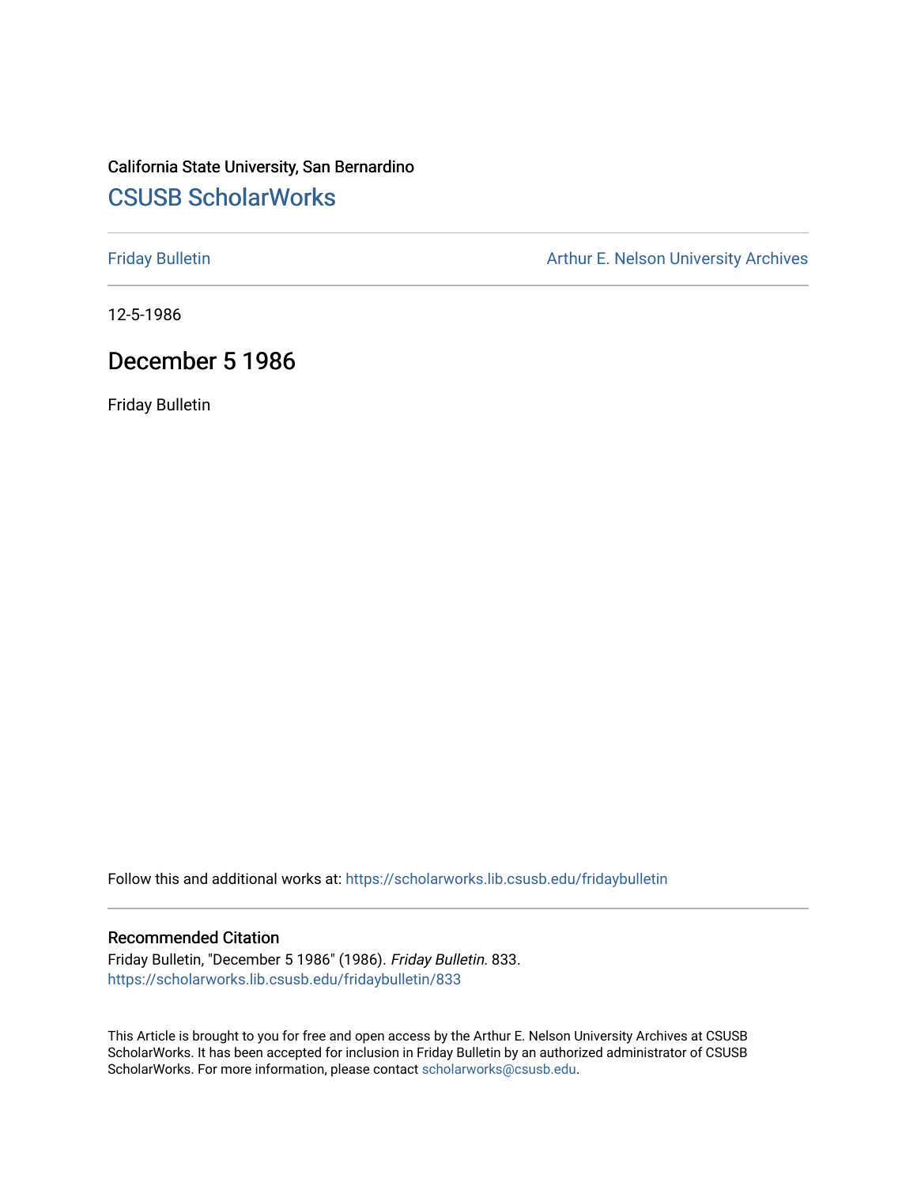California State University, San Bernardino

# CSUSB ScholarWorks

Friday Bulletin

Arthur E. Nelson University Archives

12-5-1986

## December 5 1986

Friday Bulletin

Follow this and additional works at: https://scholarworks.lib.csusb.edu/fridaybulletin

### Recommended Citation

Friday Bulletin, "December 5 1986" (1986). *Friday Bulletin*. 833.
https://scholarworks.lib.csusb.edu/fridaybulletin/833

This Article is brought to you for free and open access by the Arthur E. Nelson University Archives at CSUSB ScholarWorks. It has been accepted for inclusion in Friday Bulletin by an authorized administrator of CSUSB ScholarWorks. For more information, please contact scholarworks@csusb.edu.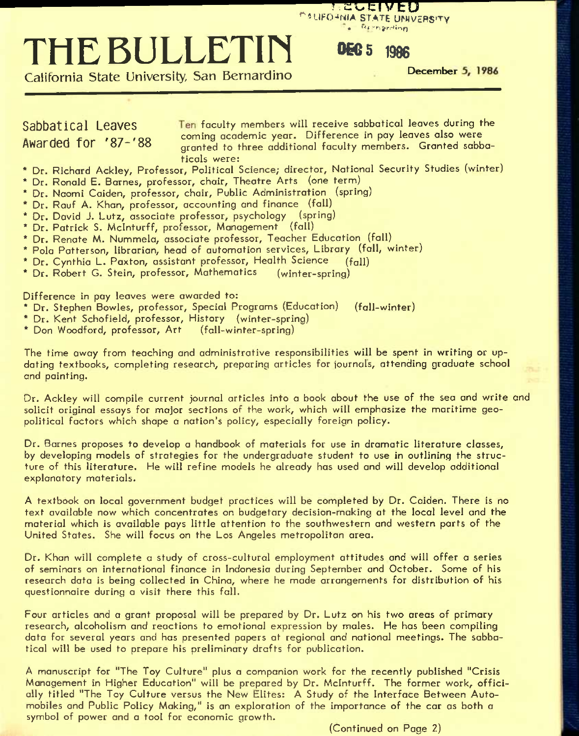# THE BULLETIN

California State University, San Bernardino

December 5, 1986

## Sabbatical Leaves Awarded for '87-'88

Ten faculty members will receive sabbatical leaves during the coming academic year. Difference in pay leaves also were granted to three additional faculty members. Granted sabbaticals were:

* Dr. Richard Ackley, Professor, Political Science; director, National Security Studies (winter)
* Dr. Ronald E. Barnes, professor, chair, Theatre Arts (one term)
* Dr. Naomi Caiden, professor, chair, Public Administration (spring)
* Dr. Rauf A. Khan, professor, accounting and finance (fall)
* Dr. David J. Lutz, associate professor, psychology (spring)
* Dr. Patrick S. McInturff, professor, Management (fall)
* Dr. Renate M. Nummela, associate professor, Teacher Education (fall)
* Pola Patterson, librarian, head of automation services, Library (fall, winter)
* Dr. Cynthia L. Paxton, assistant professor, Health Science (fall)
* Dr. Robert G. Stein, professor, Mathematics (winter-spring)

Difference in pay leaves were awarded to:

* Dr. Stephen Bowles, professor, Special Programs (Education) (fall-winter)
* Dr. Kent Schofield, professor, History (winter-spring)
* Don Woodford, professor, Art (fall-winter-spring)

The time away from teaching and administrative responsibilities will be spent in writing or updating textbooks, completing research, preparing articles for journals, attending graduate school and painting.

Dr. Ackley will compile current journal articles into a book about the use of the sea and write and solicit original essays for major sections of the work, which will emphasize the maritime geopolitical factors which shape a nation's policy, especially foreign policy.

Dr. Barnes proposes to develop a handbook of materials for use in dramatic literature classes, by developing models of strategies for the undergraduate student to use in outlining the structure of this literature. He will refine models he already has used and will develop additional explanatory materials.

A textbook on local government budget practices will be completed by Dr. Caiden. There is no text available now which concentrates on budgetary decision-making at the local level and the material which is available pays little attention to the southwestern and western parts of the United States. She will focus on the Los Angeles metropolitan area.

Dr. Khan will complete a study of cross-cultural employment attitudes and will offer a series of seminars on international finance in Indonesia during September and October. Some of his research data is being collected in China, where he made arrangements for distribution of his questionnaire during a visit there this fall.

Four articles and a grant proposal will be prepared by Dr. Lutz on his two areas of primary research, alcoholism and reactions to emotional expression by males. He has been compiling data for several years and has presented papers at regional and national meetings. The sabbatical will be used to prepare his preliminary drafts for publication.

A manuscript for "The Toy Culture" plus a companion work for the recently published "Crisis Management in Higher Education" will be prepared by Dr. McInturff. The former work, officially titled "The Toy Culture versus the New Elites: A Study of the Interface Between Automobiles and Public Policy Making," is an exploration of the importance of the car as both a symbol of power and a tool for economic growth.

(Continued on Page 2)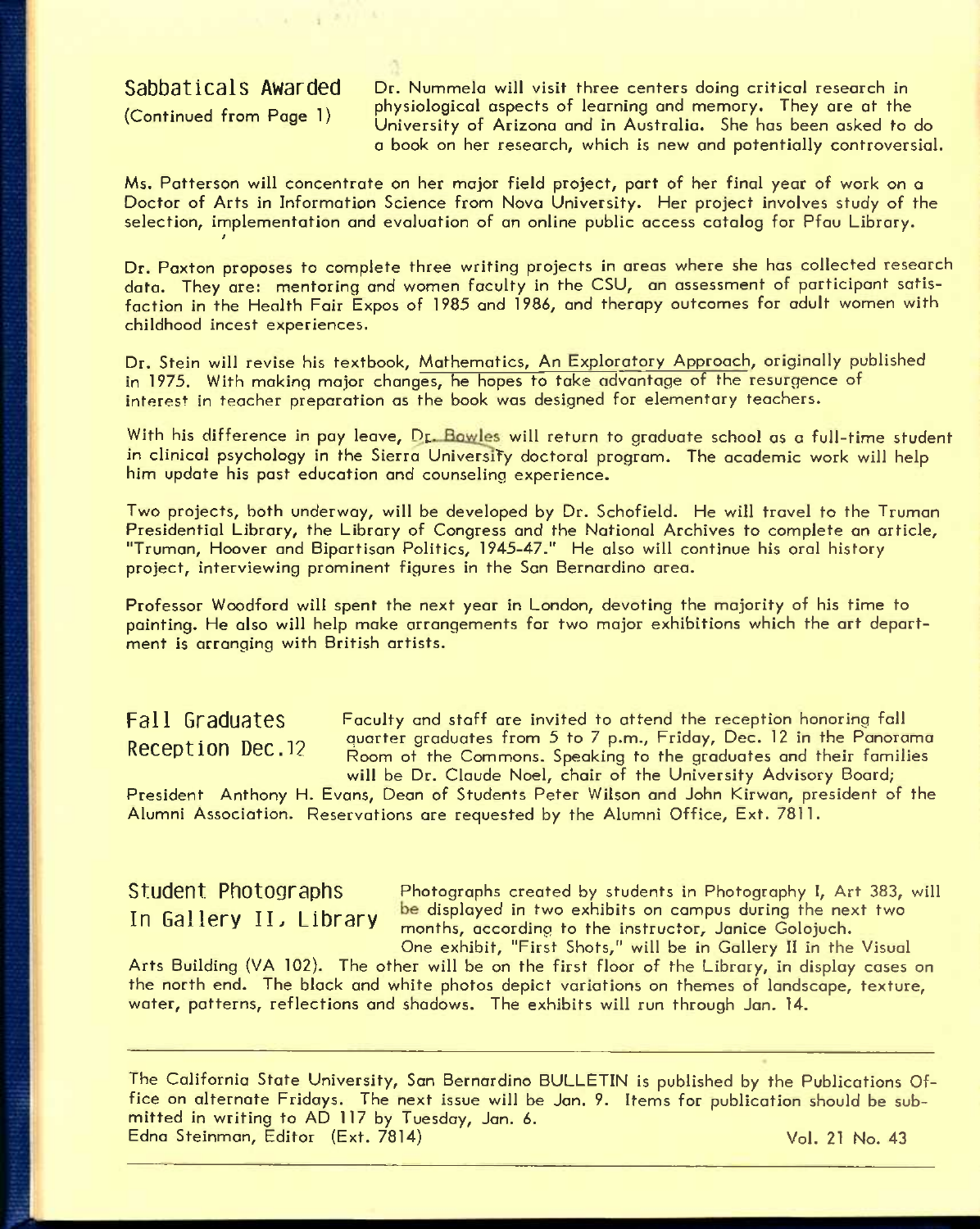## Sabbaticals Awarded
(Continued from Page 1)

Dr. Nummela will visit three centers doing critical research in physiological aspects of learning and memory. They are at the University of Arizona and in Australia. She has been asked to do a book on her research, which is new and potentially controversial.

Ms. Patterson will concentrate on her major field project, part of her final year of work on a Doctor of Arts in Information Science from Nova University. Her project involves study of the selection, implementation and evaluation of an online public access catalog for Pfau Library.

Dr. Paxton proposes to complete three writing projects in areas where she has collected research data. They are: mentoring and women faculty in the CSU, an assessment of participant satisfaction in the Health Fair Expos of 1985 and 1986, and therapy outcomes for adult women with childhood incest experiences.

Dr. Stein will revise his textbook, Mathematics, An Exploratory Approach, originally published in 1975. With making major changes, he hopes to take advantage of the resurgence of interest in teacher preparation as the book was designed for elementary teachers.

With his difference in pay leave, Dr. Bowles will return to graduate school as a full-time student in clinical psychology in the Sierra University doctoral program. The academic work will help him update his past education and counseling experience.

Two projects, both underway, will be developed by Dr. Schofield. He will travel to the Truman Presidential Library, the Library of Congress and the National Archives to complete an article, "Truman, Hoover and Bipartisan Politics, 1945-47." He also will continue his oral history project, interviewing prominent figures in the San Bernardino area.

Professor Woodford will spent the next year in London, devoting the majority of his time to painting. He also will help make arrangements for two major exhibitions which the art department is arranging with British artists.

## Fall Graduates Reception Dec.12

Faculty and staff are invited to attend the reception honoring fall quarter graduates from 5 to 7 p.m., Friday, Dec. 12 in the Panorama Room of the Commons. Speaking to the graduates and their families will be Dr. Claude Noel, chair of the University Advisory Board; President Anthony H. Evans, Dean of Students Peter Wilson and John Kirwan, president of the Alumni Association. Reservations are requested by the Alumni Office, Ext. 7811.

## Student Photographs In Gallery II, Library

Photographs created by students in Photography I, Art 383, will be displayed in two exhibits on campus during the next two months, according to the instructor, Janice Golojuch. One exhibit, "First Shots," will be in Gallery II in the Visual Arts Building (VA 102). The other will be on the first floor of the Library, in display cases on the north end. The black and white photos depict variations on themes of landscape, texture, water, patterns, reflections and shadows. The exhibits will run through Jan. 14.

---

The California State University, San Bernardino BULLETIN is published by the Publications Office on alternate Fridays. The next issue will be Jan. 9. Items for publication should be submitted in writing to AD 117 by Tuesday, Jan. 6.
Edna Steinman, Editor (Ext. 7814) Vol. 21 No. 43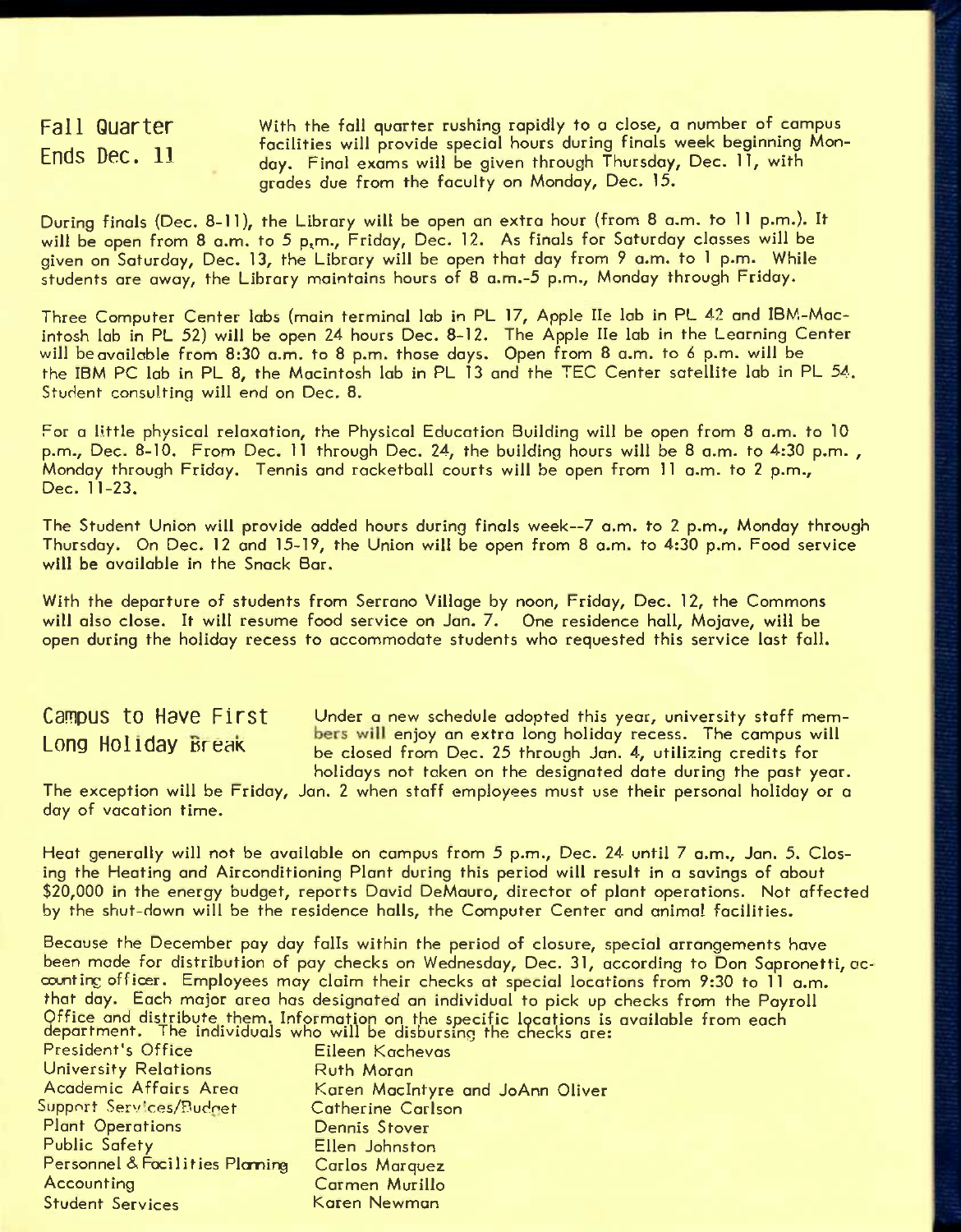## Fall Quarter Ends Dec. 11

With the fall quarter rushing rapidly to a close, a number of campus facilities will provide special hours during finals week beginning Monday. Final exams will be given through Thursday, Dec. 11, with grades due from the faculty on Monday, Dec. 15.

During finals (Dec. 8-11), the Library will be open an extra hour (from 8 a.m. to 11 p.m.). It will be open from 8 a.m. to 5 p.m., Friday, Dec. 12. As finals for Saturday classes will be given on Saturday, Dec. 13, the Library will be open that day from 9 a.m. to 1 p.m. While students are away, the Library maintains hours of 8 a.m.-5 p.m., Monday through Friday.

Three Computer Center labs (main terminal lab in PL 17, Apple IIe lab in PL 42 and IBM-Macintosh lab in PL 52) will be open 24 hours Dec. 8-12. The Apple IIe lab in the Learning Center will be available from 8:30 a.m. to 8 p.m. those days. Open from 8 a.m. to 6 p.m. will be the IBM PC lab in PL 8, the Macintosh lab in PL 13 and the TEC Center satellite lab in PL 54. Student consulting will end on Dec. 8.

For a little physical relaxation, the Physical Education Building will be open from 8 a.m. to 10 p.m., Dec. 8-10. From Dec. 11 through Dec. 24, the building hours will be 8 a.m. to 4:30 p.m., Monday through Friday. Tennis and racketball courts will be open from 11 a.m. to 2 p.m., Dec. 11-23.

The Student Union will provide added hours during finals week--7 a.m. to 2 p.m., Monday through Thursday. On Dec. 12 and 15-19, the Union will be open from 8 a.m. to 4:30 p.m. Food service will be available in the Snack Bar.

With the departure of students from Serrano Village by noon, Friday, Dec. 12, the Commons will also close. It will resume food service on Jan. 7. One residence hall, Mojave, will be open during the holiday recess to accommodate students who requested this service last fall.

## Campus to Have First Long Holiday Break

Under a new schedule adopted this year, university staff members will enjoy an extra long holiday recess. The campus will be closed from Dec. 25 through Jan. 4, utilizing credits for holidays not taken on the designated date during the past year. The exception will be Friday, Jan. 2 when staff employees must use their personal holiday or a day of vacation time.

Heat generally will not be available on campus from 5 p.m., Dec. 24 until 7 a.m., Jan. 5. Closing the Heating and Airconditioning Plant during this period will result in a savings of about $20,000 in the energy budget, reports David DeMauro, director of plant operations. Not affected by the shut-down will be the residence halls, the Computer Center and animal facilities.

Because the December pay day falls within the period of closure, special arrangements have been made for distribution of pay checks on Wednesday, Dec. 31, according to Don Sapronetti, accounting officer. Employees may claim their checks at special locations from 9:30 to 11 a.m. that day. Each major area has designated an individual to pick up checks from the Payroll Office and distribute them. Information on the specific locations is available from each department. The individuals who will be disbursing the checks are:

| | |
|---|---|
| President's Office | Eileen Kachevas |
| University Relations | Ruth Moran |
| Academic Affairs Area | Karen MacIntyre and JoAnn Oliver |
| Support Services/Budget | Catherine Carlson |
| Plant Operations | Dennis Stover |
| Public Safety | Ellen Johnston |
| Personnel & Facilities Planning | Carlos Marquez |
| Accounting | Carmen Murillo |
| Student Services | Karen Newman |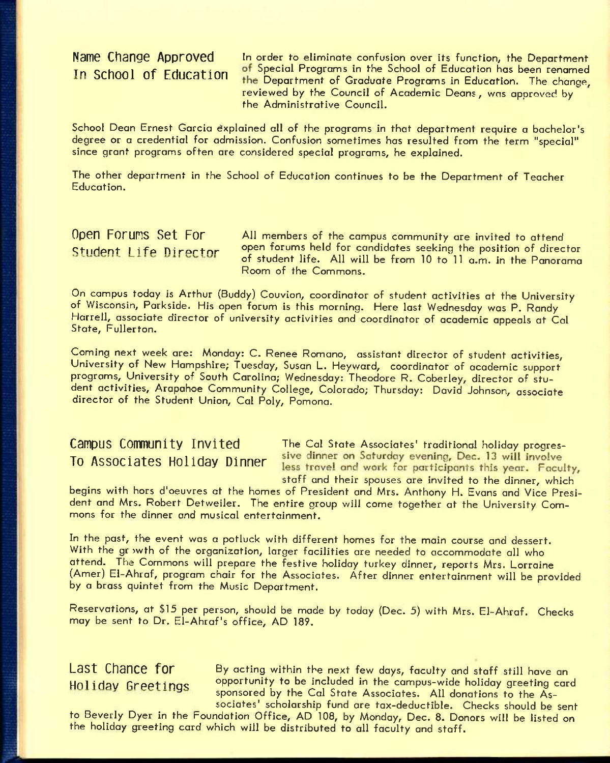## Name Change Approved In School of Education

In order to eliminate confusion over its function, the Department of Special Programs in the School of Education has been renamed the Department of Graduate Programs in Education. The change, reviewed by the Council of Academic Deans, was approved by the Administrative Council.

School Dean Ernest Garcia explained all of the programs in that department require a bachelor's degree or a credential for admission. Confusion sometimes has resulted from the term "special" since grant programs often are considered special programs, he explained.

The other department in the School of Education continues to be the Department of Teacher Education.

## Open Forums Set For Student Life Director

All members of the campus community are invited to attend open forums held for candidates seeking the position of director of student life. All will be from 10 to 11 a.m. in the Panorama Room of the Commons.

On campus today is Arthur (Buddy) Couvion, coordinator of student activities at the University of Wisconsin, Parkside. His open forum is this morning. Here last Wednesday was P. Randy Harrell, associate director of university activities and coordinator of academic appeals at Cal State, Fullerton.

Coming next week are: Monday: C. Renee Romano, assistant director of student activities, University of New Hampshire; Tuesday, Susan L. Heyward, coordinator of academic support programs, University of South Carolina; Wednesday: Theodore R. Coberley, director of student activities, Arapahoe Community College, Colorado; Thursday: David Johnson, associate director of the Student Union, Cal Poly, Pomona.

## Campus Community Invited To Associates Holiday Dinner

The Cal State Associates' traditional holiday progressive dinner on Saturday evening, Dec. 13 will involve less travel and work for participants this year. Faculty, staff and their spouses are invited to the dinner, which begins with hors d'oeuvres at the homes of President and Mrs. Anthony H. Evans and Vice President and Mrs. Robert Detweiler. The entire group will come together at the University Commons for the dinner and musical entertainment.

In the past, the event was a potluck with different homes for the main course and dessert. With the growth of the organization, larger facilities are needed to accommodate all who attend. The Commons will prepare the festive holiday turkey dinner, reports Mrs. Lorraine (Amer) El-Ahraf, program chair for the Associates. After dinner entertainment will be provided by a brass quintet from the Music Department.

Reservations, at $15 per person, should be made by today (Dec. 5) with Mrs. El-Ahraf. Checks may be sent to Dr. El-Ahraf's office, AD 189.

## Last Chance for Holiday Greetings

By acting within the next few days, faculty and staff still have an opportunity to be included in the campus-wide holiday greeting card sponsored by the Cal State Associates. All donations to the Associates' scholarship fund are tax-deductible. Checks should be sent to Beverly Dyer in the Foundation Office, AD 108, by Monday, Dec. 8. Donors will be listed on the holiday greeting card which will be distributed to all faculty and staff.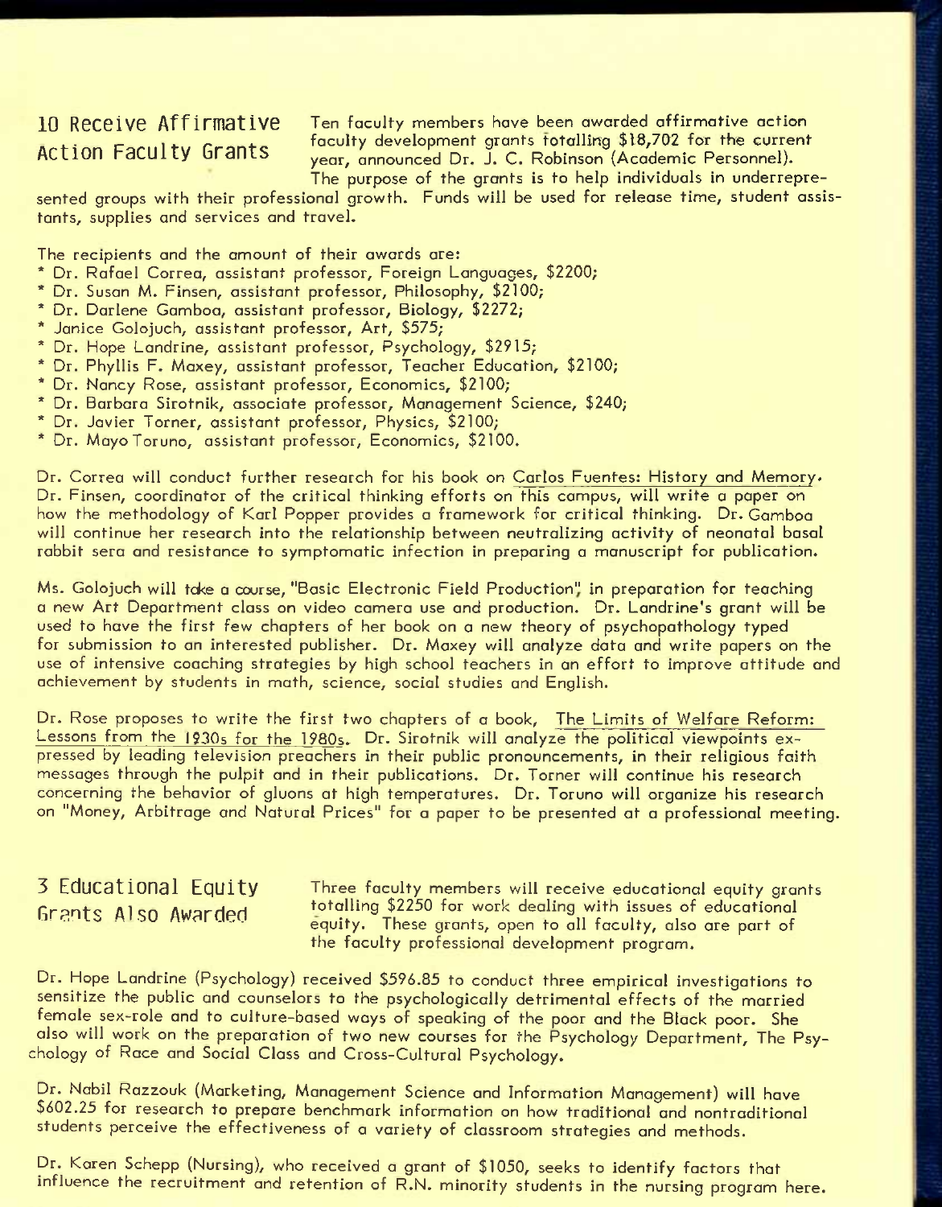## 10 Receive Affirmative Action Faculty Grants

Ten faculty members have been awarded affirmative action faculty development grants totalling $18,702 for the current year, announced Dr. J. C. Robinson (Academic Personnel). The purpose of the grants is to help individuals in underrepresented groups with their professional growth. Funds will be used for release time, student assistants, supplies and services and travel.

The recipients and the amount of their awards are:

* Dr. Rafael Correa, assistant professor, Foreign Languages, $2200;
* Dr. Susan M. Finsen, assistant professor, Philosophy, $2100;
* Dr. Darlene Gamboa, assistant professor, Biology, $2272;
* Janice Golojuch, assistant professor, Art, $575;
* Dr. Hope Landrine, assistant professor, Psychology, $2915;
* Dr. Phyllis F. Maxey, assistant professor, Teacher Education, $2100;
* Dr. Nancy Rose, assistant professor, Economics, $2100;
* Dr. Barbara Sirotnik, associate professor, Management Science, $240;
* Dr. Javier Torner, assistant professor, Physics, $2100;
* Dr. Mayo Toruno, assistant professor, Economics, $2100.

Dr. Correa will conduct further research for his book on Carlos Fuentes: History and Memory. Dr. Finsen, coordinator of the critical thinking efforts on this campus, will write a paper on how the methodology of Karl Popper provides a framework for critical thinking. Dr. Gamboa will continue her research into the relationship between neutralizing activity of neonatal basal rabbit sera and resistance to symptomatic infection in preparing a manuscript for publication.

Ms. Golojuch will take a course, "Basic Electronic Field Production", in preparation for teaching a new Art Department class on video camera use and production. Dr. Landrine's grant will be used to have the first few chapters of her book on a new theory of psychopathology typed for submission to an interested publisher. Dr. Maxey will analyze data and write papers on the use of intensive coaching strategies by high school teachers in an effort to improve attitude and achievement by students in math, science, social studies and English.

Dr. Rose proposes to write the first two chapters of a book, The Limits of Welfare Reform: Lessons from the 1930s for the 1980s. Dr. Sirotnik will analyze the political viewpoints expressed by leading television preachers in their public pronouncements, in their religious faith messages through the pulpit and in their publications. Dr. Torner will continue his research concerning the behavior of gluons at high temperatures. Dr. Toruno will organize his research on "Money, Arbitrage and Natural Prices" for a paper to be presented at a professional meeting.

## 3 Educational Equity Grants Also Awarded

Three faculty members will receive educational equity grants totalling $2250 for work dealing with issues of educational equity. These grants, open to all faculty, also are part of the faculty professional development program.

Dr. Hope Landrine (Psychology) received $596.85 to conduct three empirical investigations to sensitize the public and counselors to the psychologically detrimental effects of the married female sex-role and to culture-based ways of speaking of the poor and the Black poor. She also will work on the preparation of two new courses for the Psychology Department, The Psychology of Race and Social Class and Cross-Cultural Psychology.

Dr. Nabil Razzouk (Marketing, Management Science and Information Management) will have $602.25 for research to prepare benchmark information on how traditional and nontraditional students perceive the effectiveness of a variety of classroom strategies and methods.

Dr. Karen Schepp (Nursing), who received a grant of $1050, seeks to identify factors that influence the recruitment and retention of R.N. minority students in the nursing program here.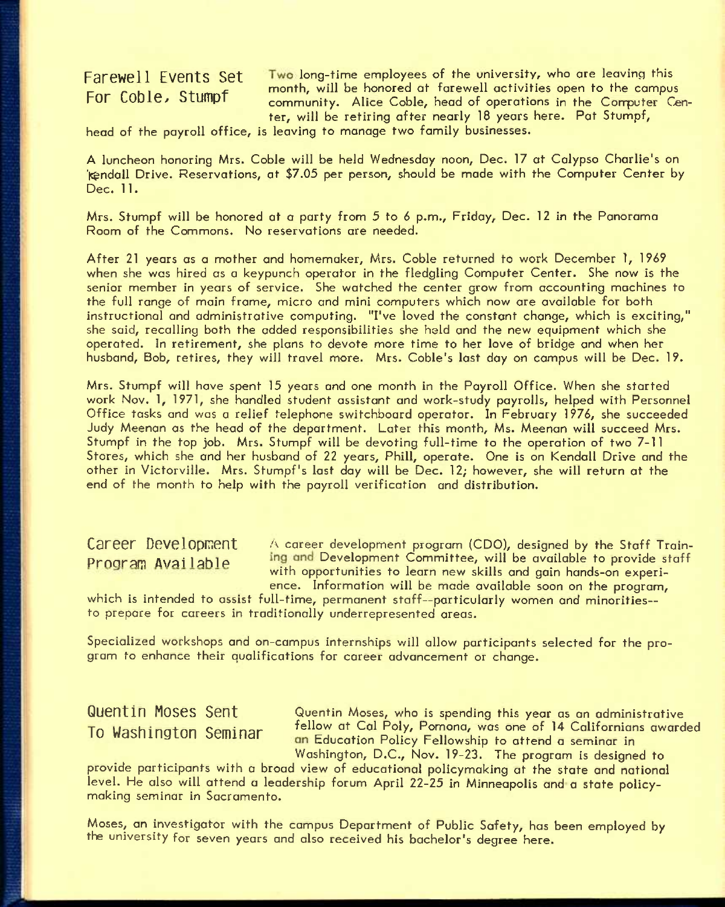## Farewell Events Set For Coble, Stumpf

Two long-time employees of the university, who are leaving this month, will be honored at farewell activities open to the campus community. Alice Coble, head of operations in the Computer Center, will be retiring after nearly 18 years here. Pat Stumpf, head of the payroll office, is leaving to manage two family businesses.

A luncheon honoring Mrs. Coble will be held Wednesday noon, Dec. 17 at Calypso Charlie's on Kendall Drive. Reservations, at $7.05 per person, should be made with the Computer Center by Dec. 11.

Mrs. Stumpf will be honored at a party from 5 to 6 p.m., Friday, Dec. 12 in the Panorama Room of the Commons. No reservations are needed.

After 21 years as a mother and homemaker, Mrs. Coble returned to work December 1, 1969 when she was hired as a keypunch operator in the fledgling Computer Center. She now is the senior member in years of service. She watched the center grow from accounting machines to the full range of main frame, micro and mini computers which now are available for both instructional and administrative computing. "I've loved the constant change, which is exciting," she said, recalling both the added responsibilities she held and the new equipment which she operated. In retirement, she plans to devote more time to her love of bridge and when her husband, Bob, retires, they will travel more. Mrs. Coble's last day on campus will be Dec. 19.

Mrs. Stumpf will have spent 15 years and one month in the Payroll Office. When she started work Nov. 1, 1971, she handled student assistant and work-study payrolls, helped with Personnel Office tasks and was a relief telephone switchboard operator. In February 1976, she succeeded Judy Meenan as the head of the department. Later this month, Ms. Meenan will succeed Mrs. Stumpf in the top job. Mrs. Stumpf will be devoting full-time to the operation of two 7-11 Stores, which she and her husband of 22 years, Phill, operate. One is on Kendall Drive and the other in Victorville. Mrs. Stumpf's last day will be Dec. 12; however, she will return at the end of the month to help with the payroll verification and distribution.

## Career Development Program Available

A career development program (CDO), designed by the Staff Training and Development Committee, will be available to provide staff with opportunities to learn new skills and gain hands-on experience. Information will be made available soon on the program, which is intended to assist full-time, permanent staff--particularly women and minorities--to prepare for careers in traditionally underrepresented areas.

Specialized workshops and on-campus internships will allow participants selected for the program to enhance their qualifications for career advancement or change.

## Quentin Moses Sent To Washington Seminar

Quentin Moses, who is spending this year as an administrative fellow at Cal Poly, Pomona, was one of 14 Californians awarded an Education Policy Fellowship to attend a seminar in Washington, D.C., Nov. 19-23. The program is designed to provide participants with a broad view of educational policymaking at the state and national level. He also will attend a leadership forum April 22-25 in Minneapolis and a state policymaking seminar in Sacramento.

Moses, an investigator with the campus Department of Public Safety, has been employed by the university for seven years and also received his bachelor's degree here.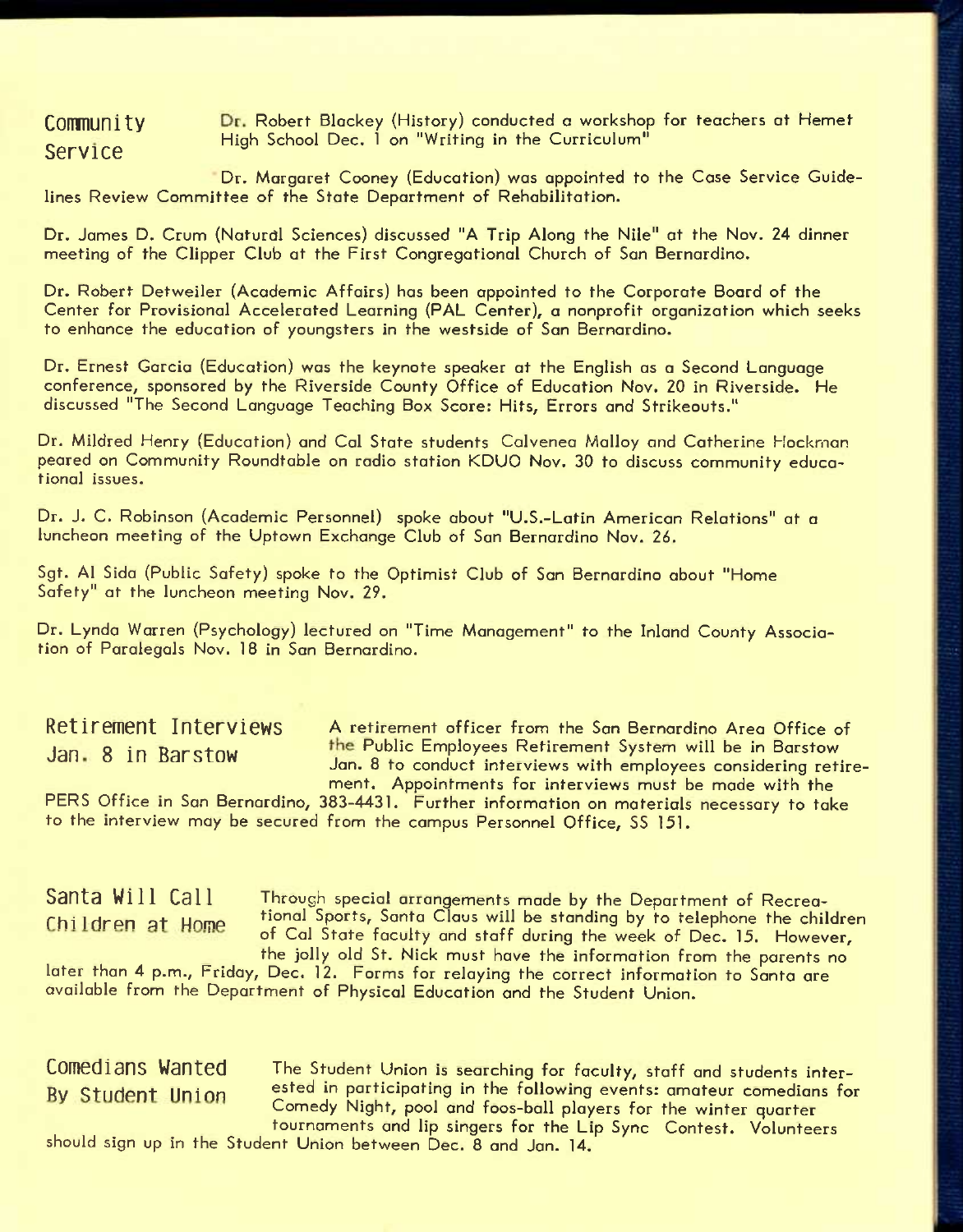## Community Service

Dr. Robert Blackey (History) conducted a workshop for teachers at Hemet High School Dec. 1 on "Writing in the Curriculum"

Dr. Margaret Cooney (Education) was appointed to the Case Service Guidelines Review Committee of the State Department of Rehabilitation.

Dr. James D. Crum (Natural Sciences) discussed "A Trip Along the Nile" at the Nov. 24 dinner meeting of the Clipper Club at the First Congregational Church of San Bernardino.

Dr. Robert Detweiler (Academic Affairs) has been appointed to the Corporate Board of the Center for Provisional Accelerated Learning (PAL Center), a nonprofit organization which seeks to enhance the education of youngsters in the westside of San Bernardino.

Dr. Ernest Garcia (Education) was the keynote speaker at the English as a Second Language conference, sponsored by the Riverside County Office of Education Nov. 20 in Riverside. He discussed "The Second Language Teaching Box Score: Hits, Errors and Strikeouts."

Dr. Mildred Henry (Education) and Cal State students Calvenea Malloy and Catherine Hockman peared on Community Roundtable on radio station KDUO Nov. 30 to discuss community educational issues.

Dr. J. C. Robinson (Academic Personnel) spoke about "U.S.-Latin American Relations" at a luncheon meeting of the Uptown Exchange Club of San Bernardino Nov. 26.

Sgt. Al Sida (Public Safety) spoke to the Optimist Club of San Bernardino about "Home Safety" at the luncheon meeting Nov. 29.

Dr. Lynda Warren (Psychology) lectured on "Time Management" to the Inland County Association of Paralegals Nov. 18 in San Bernardino.

## Retirement Interviews Jan. 8 in Barstow

A retirement officer from the San Bernardino Area Office of the Public Employees Retirement System will be in Barstow Jan. 8 to conduct interviews with employees considering retirement. Appointments for interviews must be made with the PERS Office in San Bernardino, 383-4431. Further information on materials necessary to take to the interview may be secured from the campus Personnel Office, SS 151.

## Santa Will Call Children at Home

Through special arrangements made by the Department of Recreational Sports, Santa Claus will be standing by to telephone the children of Cal State faculty and staff during the week of Dec. 15. However, the jolly old St. Nick must have the information from the parents no later than 4 p.m., Friday, Dec. 12. Forms for relaying the correct information to Santa are available from the Department of Physical Education and the Student Union.

## Comedians Wanted By Student Union

The Student Union is searching for faculty, staff and students interested in participating in the following events: amateur comedians for Comedy Night, pool and foos-ball players for the winter quarter tournaments and lip singers for the Lip Sync Contest. Volunteers should sign up in the Student Union between Dec. 8 and Jan. 14.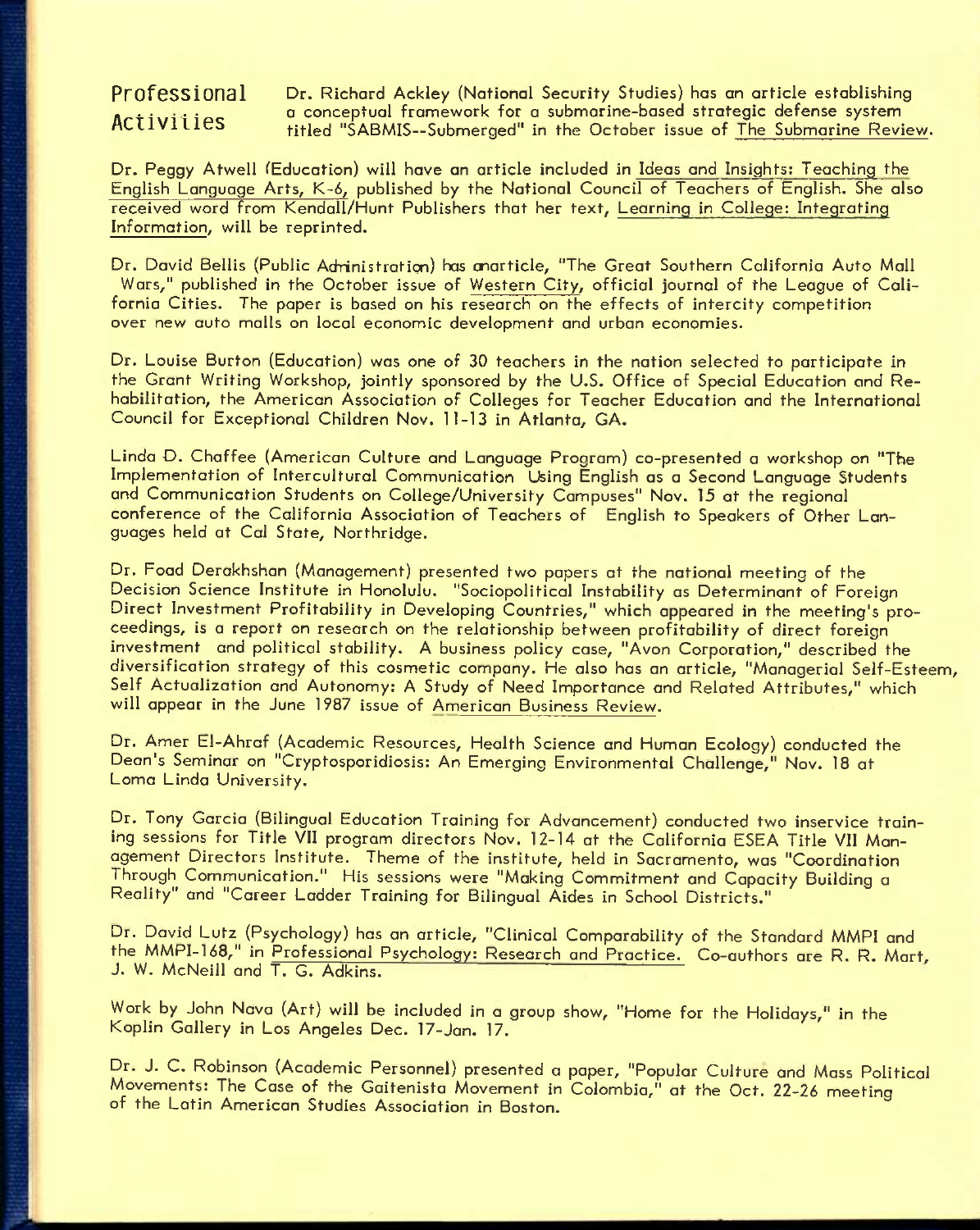## Professional Activities

Dr. Richard Ackley (National Security Studies) has an article establishing a conceptual framework for a submarine-based strategic defense system titled "SABMIS--Submerged" in the October issue of The Submarine Review.

Dr. Peggy Atwell (Education) will have an article included in Ideas and Insights: Teaching the English Language Arts, K-6, published by the National Council of Teachers of English. She also received word from Kendall/Hunt Publishers that her text, Learning in College: Integrating Information, will be reprinted.

Dr. David Bellis (Public Administration) has an article, "The Great Southern California Auto Mall Wars," published in the October issue of Western City, official journal of the League of California Cities. The paper is based on his research on the effects of intercity competition over new auto malls on local economic development and urban economies.

Dr. Louise Burton (Education) was one of 30 teachers in the nation selected to participate in the Grant Writing Workshop, jointly sponsored by the U.S. Office of Special Education and Rehabilitation, the American Association of Colleges for Teacher Education and the International Council for Exceptional Children Nov. 11-13 in Atlanta, GA.

Linda D. Chaffee (American Culture and Language Program) co-presented a workshop on "The Implementation of Intercultural Communication Using English as a Second Language Students and Communication Students on College/University Campuses" Nov. 15 at the regional conference of the California Association of Teachers of English to Speakers of Other Languages held at Cal State, Northridge.

Dr. Foad Derakhshan (Management) presented two papers at the national meeting of the Decision Science Institute in Honolulu. "Sociopolitical Instability as Determinant of Foreign Direct Investment Profitability in Developing Countries," which appeared in the meeting's proceedings, is a report on research on the relationship between profitability of direct foreign investment and political stability. A business policy case, "Avon Corporation," described the diversification strategy of this cosmetic company. He also has an article, "Managerial Self-Esteem, Self Actualization and Autonomy: A Study of Need Importance and Related Attributes," which will appear in the June 1987 issue of American Business Review.

Dr. Amer El-Ahraf (Academic Resources, Health Science and Human Ecology) conducted the Dean's Seminar on "Cryptosporidiosis: An Emerging Environmental Challenge," Nov. 18 at Loma Linda University.

Dr. Tony Garcia (Bilingual Education Training for Advancement) conducted two inservice training sessions for Title VII program directors Nov. 12-14 at the California ESEA Title VII Management Directors Institute. Theme of the institute, held in Sacramento, was "Coordination Through Communication." His sessions were "Making Commitment and Capacity Building a Reality" and "Career Ladder Training for Bilingual Aides in School Districts."

Dr. David Lutz (Psychology) has an article, "Clinical Comparability of the Standard MMPI and the MMPI-168," in Professional Psychology: Research and Practice. Co-authors are R. R. Mart, J. W. McNeill and T. G. Adkins.

Work by John Nava (Art) will be included in a group show, "Home for the Holidays," in the Koplin Gallery in Los Angeles Dec. 17-Jan. 17.

Dr. J. C. Robinson (Academic Personnel) presented a paper, "Popular Culture and Mass Political Movements: The Case of the Gaitenista Movement in Colombia," at the Oct. 22-26 meeting of the Latin American Studies Association in Boston.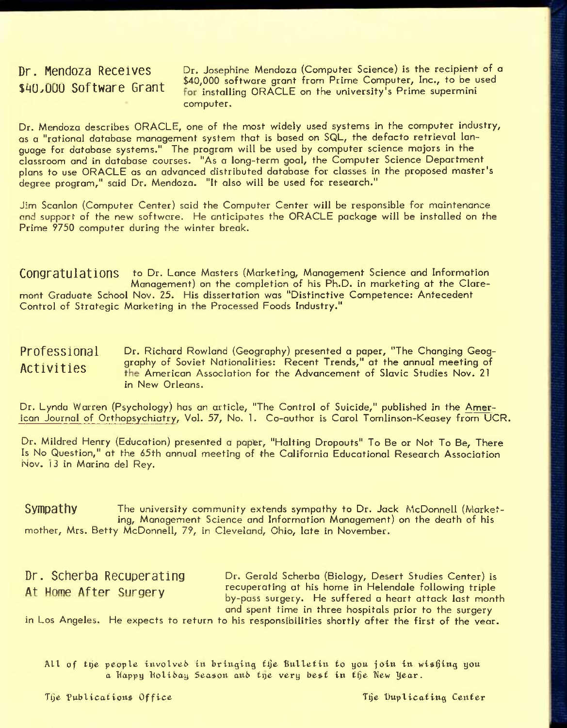## Dr. Mendoza Receives $40,000 Software Grant

Dr. Josephine Mendoza (Computer Science) is the recipient of a $40,000 software grant from Prime Computer, Inc., to be used for installing ORACLE on the university's Prime supermini computer.

Dr. Mendoza describes ORACLE, one of the most widely used systems in the computer industry, as a "rational database management system that is based on SQL, the defacto retrieval language for database systems." The program will be used by computer science majors in the classroom and in database courses. "As a long-term goal, the Computer Science Department plans to use ORACLE as an advanced distributed database for classes in the proposed master's degree program," said Dr. Mendoza. "It also will be used for research."

Jim Scanlon (Computer Center) said the Computer Center will be responsible for maintenance and support of the new software. He anticipates the ORACLE package will be installed on the Prime 9750 computer during the winter break.

## Congratulations

to Dr. Lance Masters (Marketing, Management Science and Information Management) on the completion of his Ph.D. in marketing at the Claremont Graduate School Nov. 25. His dissertation was "Distinctive Competence: Antecedent Control of Strategic Marketing in the Processed Foods Industry."

## Professional Activities

Dr. Richard Rowland (Geography) presented a paper, "The Changing Geography of Soviet Nationalities: Recent Trends," at the annual meeting of the American Association for the Advancement of Slavic Studies Nov. 21 in New Orleans.

Dr. Lynda Warren (Psychology) has an article, "The Control of Suicide," published in the American Journal of Orthopsychiatry, Vol. 57, No. 1. Co-author is Carol Tomlinson-Keasey from UCR.

Dr. Mildred Henry (Education) presented a paper, "Halting Dropouts" To Be or Not To Be, There Is No Question," at the 65th annual meeting of the California Educational Research Association Nov. 13 in Marina del Rey.

## Sympathy

The university community extends sympathy to Dr. Jack McDonnell (Marketing, Management Science and Information Management) on the death of his mother, Mrs. Betty McDonnell, 79, in Cleveland, Ohio, late in November.

## Dr. Scherba Recuperating At Home After Surgery

Dr. Gerald Scherba (Biology, Desert Studies Center) is recuperating at his home in Helendale following triple by-pass surgery. He suffered a heart attack last month and spent time in three hospitals prior to the surgery in Los Angeles. He expects to return to his responsibilities shortly after the first of the year.

All of the people involved in bringing the Bulletin to you join in wishing you a Happy Holiday Season and the very best in the New Year.

The Publications Office — The Duplicating Center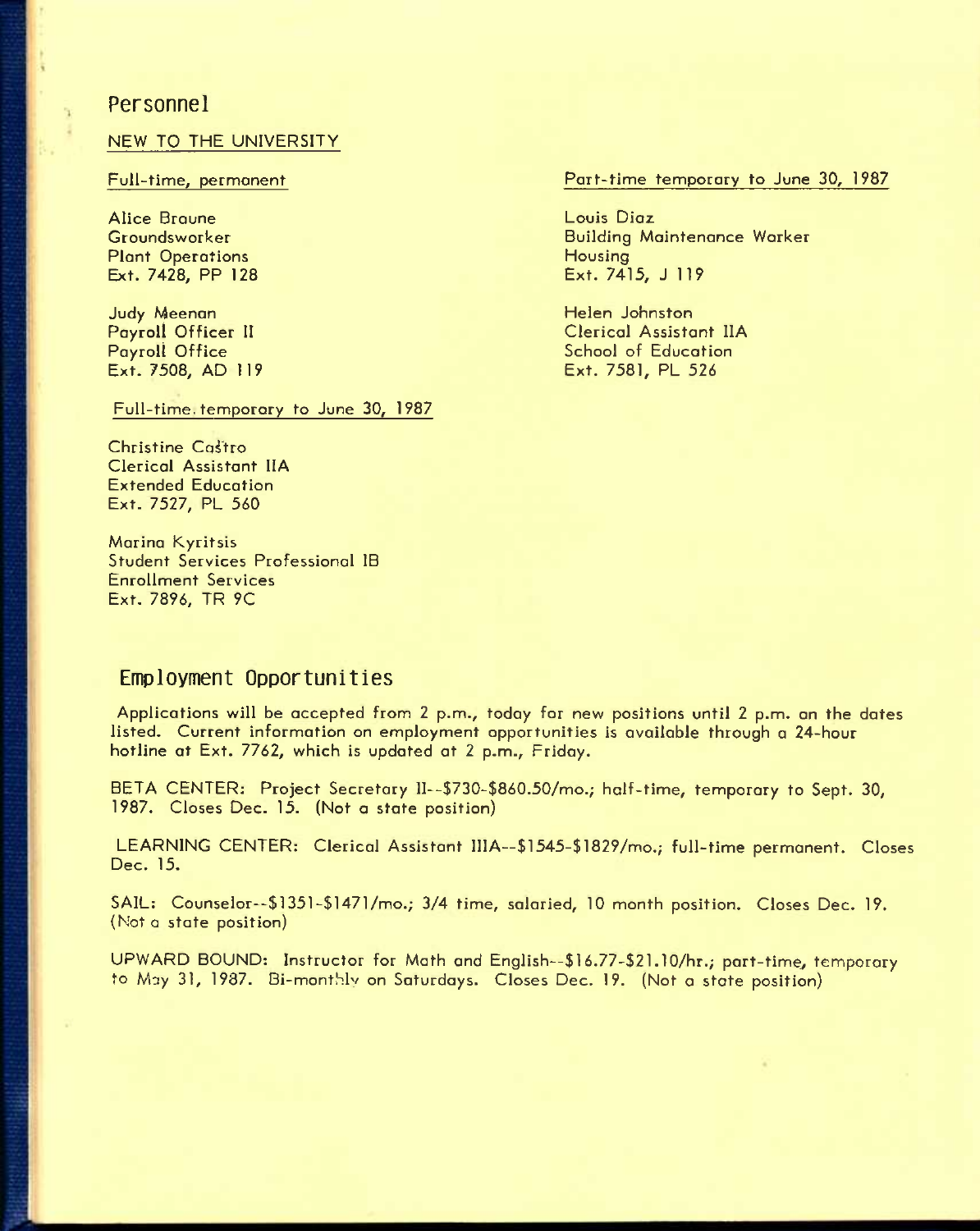# Personnel

## NEW TO THE UNIVERSITY

### Full-time, permanent

Alice Braune
Groundsworker
Plant Operations
Ext. 7428, PP 128

Judy Meenan
Payroll Officer II
Payroll Office
Ext. 7508, AD 119

### Full-time, temporary to June 30, 1987

Christine Castro
Clerical Assistant IIA
Extended Education
Ext. 7527, PL 560

Marina Kyritsis
Student Services Professional IB
Enrollment Services
Ext. 7896, TR 9C

### Part-time temporary to June 30, 1987

Louis Diaz
Building Maintenance Worker
Housing
Ext. 7415, J 119

Helen Johnston
Clerical Assistant IIA
School of Education
Ext. 7581, PL 526

# Employment Opportunities

Applications will be accepted from 2 p.m., today for new positions until 2 p.m. on the dates listed. Current information on employment opportunities is available through a 24-hour hotline at Ext. 7762, which is updated at 2 p.m., Friday.

BETA CENTER: Project Secretary II--$730-$860.50/mo.; half-time, temporary to Sept. 30, 1987. Closes Dec. 15. (Not a state position)

LEARNING CENTER: Clerical Assistant IIIA--$1545-$1829/mo.; full-time permanent. Closes Dec. 15.

SAIL: Counselor--$1351-$1471/mo.; 3/4 time, salaried, 10 month position. Closes Dec. 19. (Not a state position)

UPWARD BOUND: Instructor for Math and English--$16.77-$21.10/hr.; part-time, temporary to May 31, 1987. Bi-monthly on Saturdays. Closes Dec. 19. (Not a state position)